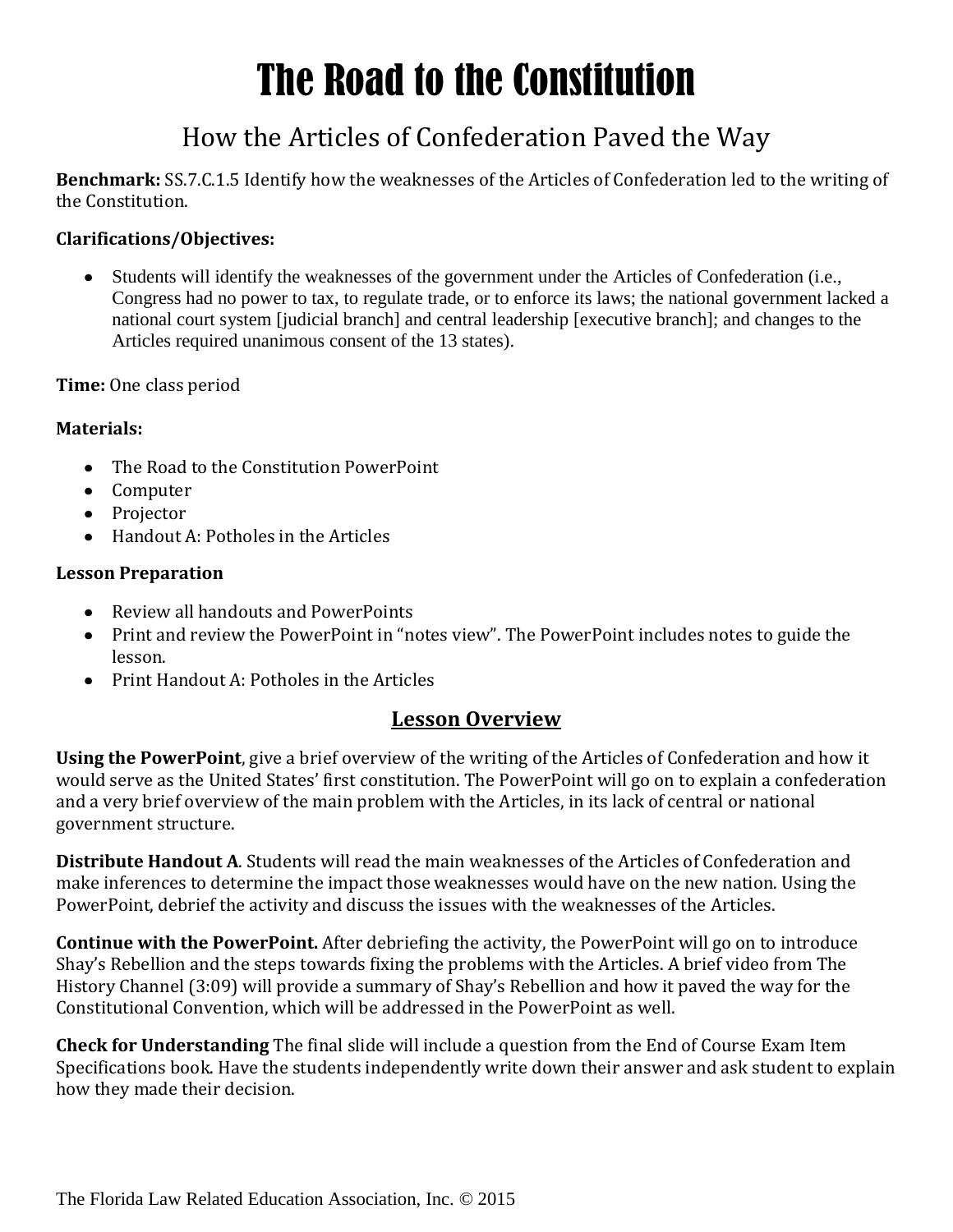# The Road to the Constitution

## How the Articles of Confederation Paved the Way

**Benchmark:** SS.7.C.1.5 Identify how the weaknesses of the Articles of Confederation led to the writing of the Constitution.

**Clarifications/Objectives:**

- Students will identify the weaknesses of the government under the Articles of Confederation (i.e., Congress had no power to tax, to regulate trade, or to enforce its laws; the national government lacked a national court system [judicial branch] and central leadership [executive branch]; and changes to the Articles required unanimous consent of the 13 states).

**Time:** One class period

**Materials:**

- The Road to the Constitution PowerPoint
- Computer
- Projector
- Handout A: Potholes in the Articles

**Lesson Preparation**

- Review all handouts and PowerPoints
- Print and review the PowerPoint in "notes view". The PowerPoint includes notes to guide the lesson.
- Print Handout A: Potholes in the Articles

### Lesson Overview

**Using the PowerPoint**, give a brief overview of the writing of the Articles of Confederation and how it would serve as the United States' first constitution. The PowerPoint will go on to explain a confederation and a very brief overview of the main problem with the Articles, in its lack of central or national government structure.

**Distribute Handout A**. Students will read the main weaknesses of the Articles of Confederation and make inferences to determine the impact those weaknesses would have on the new nation. Using the PowerPoint, debrief the activity and discuss the issues with the weaknesses of the Articles.

**Continue with the PowerPoint.** After debriefing the activity, the PowerPoint will go on to introduce Shay's Rebellion and the steps towards fixing the problems with the Articles. A brief video from The History Channel (3:09) will provide a summary of Shay's Rebellion and how it paved the way for the Constitutional Convention, which will be addressed in the PowerPoint as well.

**Check for Understanding** The final slide will include a question from the End of Course Exam Item Specifications book. Have the students independently write down their answer and ask student to explain how they made their decision.

The Florida Law Related Education Association, Inc. © 2015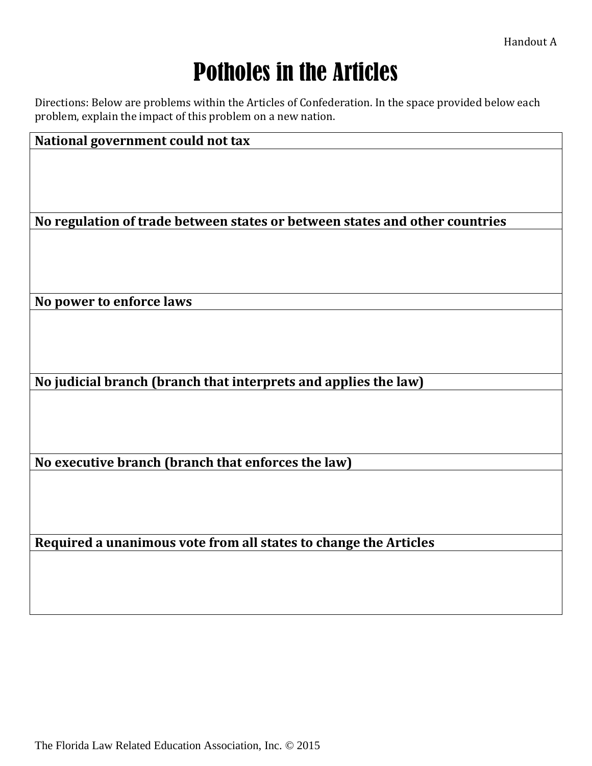Handout A

# Potholes in the Articles

Directions: Below are problems within the Articles of Confederation. In the space provided below each problem, explain the impact of this problem on a new nation.

| **National government could not tax** |
| --- |
| |
| **No regulation of trade between states or between states and other countries** |
| |
| **No power to enforce laws** |
| |
| **No judicial branch (branch that interprets and applies the law)** |
| |
| **No executive branch (branch that enforces the law)** |
| |
| **Required a unanimous vote from all states to change the Articles** |
| |

The Florida Law Related Education Association, Inc. © 2015